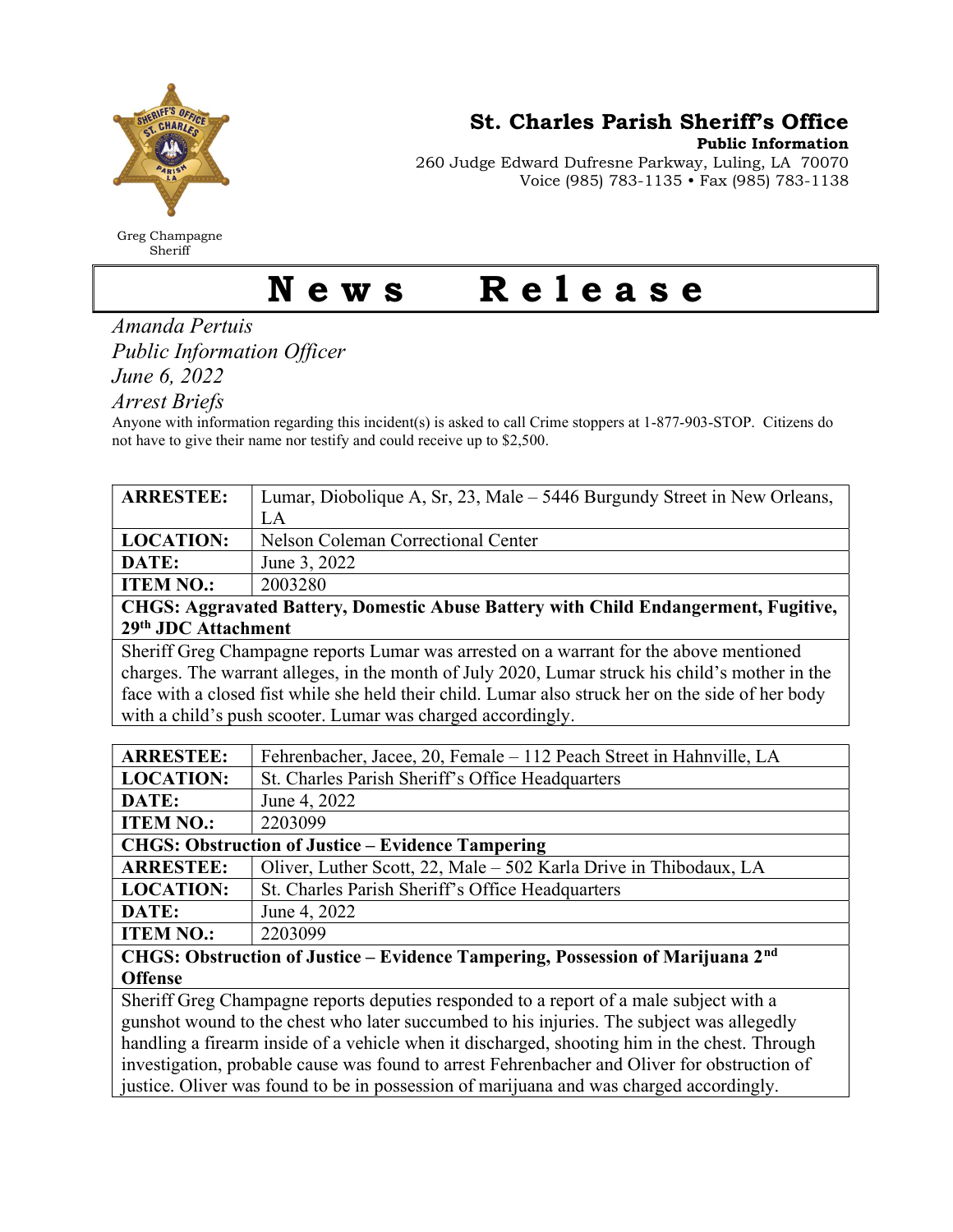Greg Champagne
Sheriff

**St. Charles Parish Sheriff's Office**
**Public Information**
260 Judge Edward Dufresne Parkway, Luling, LA 70070
Voice (985) 783-1135 • Fax (985) 783-1138

# News Release

*Amanda Pertuis*
*Public Information Officer*
*June 6, 2022*
*Arrest Briefs*

Anyone with information regarding this incident(s) is asked to call Crime stoppers at 1-877-903-STOP. Citizens do not have to give their name nor testify and could receive up to $2,500.

| **ARRESTEE:** | Lumar, Diobolique A, Sr, 23, Male – 5446 Burgundy Street in New Orleans, LA |
|---|---|
| **LOCATION:** | Nelson Coleman Correctional Center |
| **DATE:** | June 3, 2022 |
| **ITEM NO.:** | 2003280 |
| **CHGS: Aggravated Battery, Domestic Abuse Battery with Child Endangerment, Fugitive, 29th JDC Attachment** | |
| Sheriff Greg Champagne reports Lumar was arrested on a warrant for the above mentioned charges. The warrant alleges, in the month of July 2020, Lumar struck his child's mother in the face with a closed fist while she held their child. Lumar also struck her on the side of her body with a child's push scooter. Lumar was charged accordingly. | |

| **ARRESTEE:** | Fehrenbacher, Jacee, 20, Female – 112 Peach Street in Hahnville, LA |
|---|---|
| **LOCATION:** | St. Charles Parish Sheriff's Office Headquarters |
| **DATE:** | June 4, 2022 |
| **ITEM NO.:** | 2203099 |
| **CHGS: Obstruction of Justice – Evidence Tampering** | |
| **ARRESTEE:** | Oliver, Luther Scott, 22, Male – 502 Karla Drive in Thibodaux, LA |
| **LOCATION:** | St. Charles Parish Sheriff's Office Headquarters |
| **DATE:** | June 4, 2022 |
| **ITEM NO.:** | 2203099 |
| **CHGS: Obstruction of Justice – Evidence Tampering, Possession of Marijuana 2nd Offense** | |
| Sheriff Greg Champagne reports deputies responded to a report of a male subject with a gunshot wound to the chest who later succumbed to his injuries. The subject was allegedly handling a firearm inside of a vehicle when it discharged, shooting him in the chest. Through investigation, probable cause was found to arrest Fehrenbacher and Oliver for obstruction of justice. Oliver was found to be in possession of marijuana and was charged accordingly. | |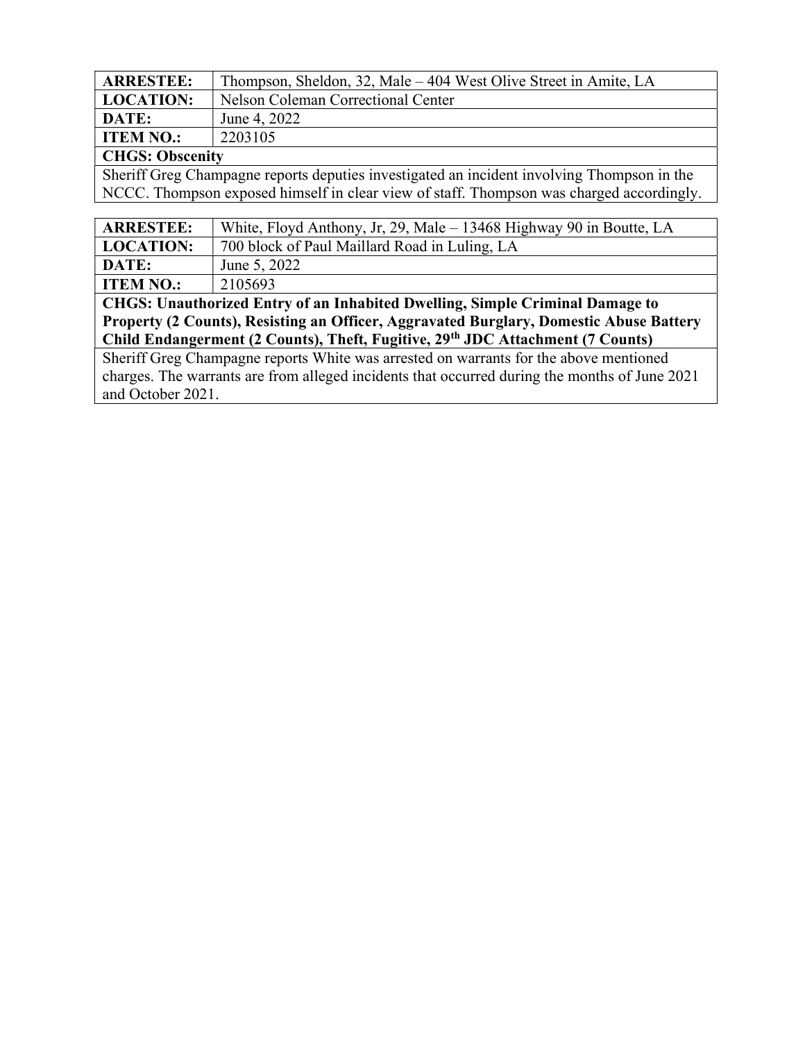| | |
|---|---|
| **ARRESTEE:** | Thompson, Sheldon, 32, Male – 404 West Olive Street in Amite, LA |
| **LOCATION:** | Nelson Coleman Correctional Center |
| **DATE:** | June 4, 2022 |
| **ITEM NO.:** | 2203105 |
| **CHGS: Obscenity** | |
| Sheriff Greg Champagne reports deputies investigated an incident involving Thompson in the NCCC. Thompson exposed himself in clear view of staff. Thompson was charged accordingly. | |

| | |
|---|---|
| **ARRESTEE:** | White, Floyd Anthony, Jr, 29, Male – 13468 Highway 90 in Boutte, LA |
| **LOCATION:** | 700 block of Paul Maillard Road in Luling, LA |
| **DATE:** | June 5, 2022 |
| **ITEM NO.:** | 2105693 |
| **CHGS: Unauthorized Entry of an Inhabited Dwelling, Simple Criminal Damage to Property (2 Counts), Resisting an Officer, Aggravated Burglary, Domestic Abuse Battery Child Endangerment (2 Counts), Theft, Fugitive, 29th JDC Attachment (7 Counts)** | |
| Sheriff Greg Champagne reports White was arrested on warrants for the above mentioned charges. The warrants are from alleged incidents that occurred during the months of June 2021 and October 2021. | |